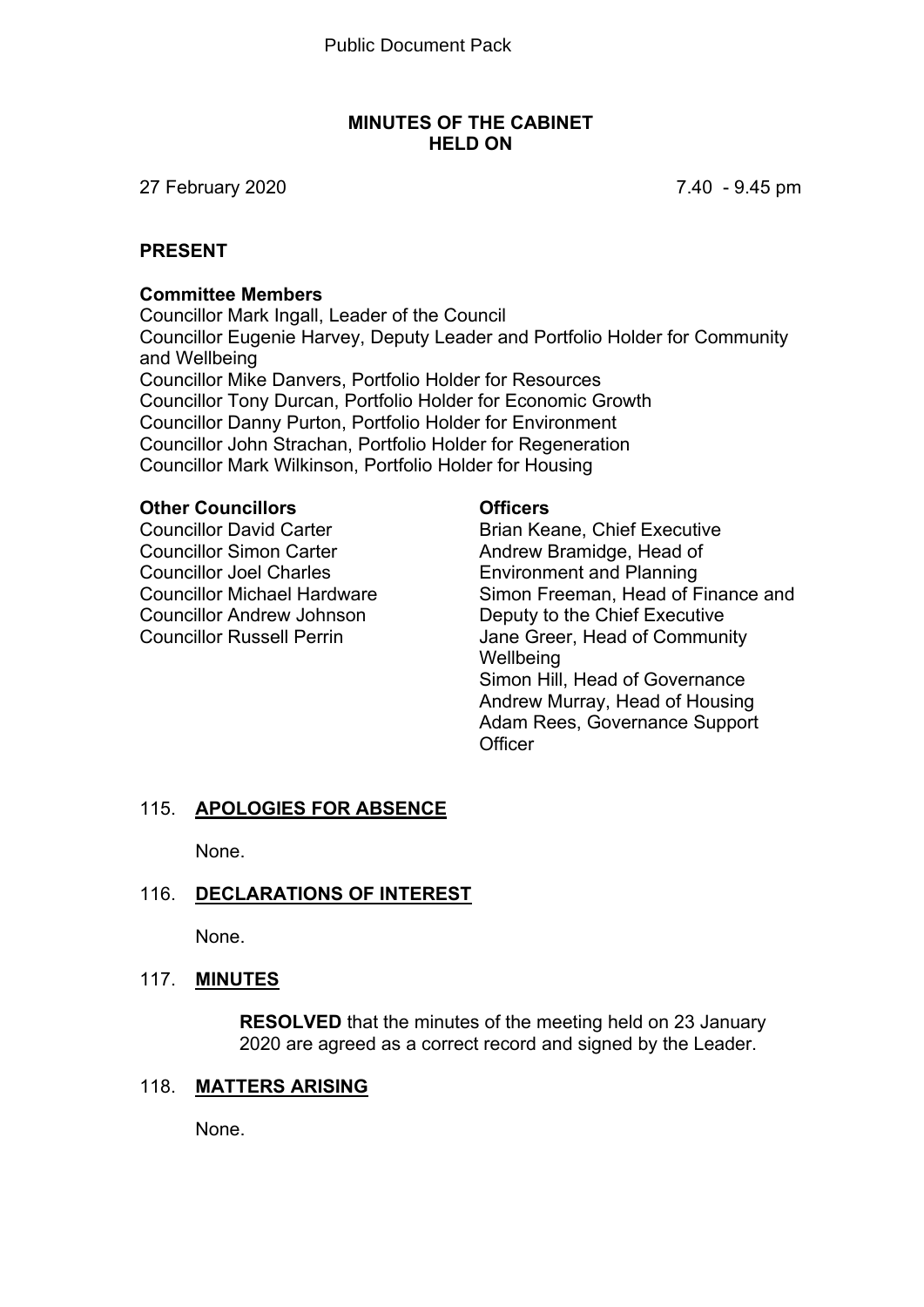Public Document Pack

# MINUTES OF THE CABINET HELD ON

27 February 2020 7.40 - 9.45 pm

## PRESENT

### Committee Members

Councillor Mark Ingall, Leader of the Council
Councillor Eugenie Harvey, Deputy Leader and Portfolio Holder for Community and Wellbeing
Councillor Mike Danvers, Portfolio Holder for Resources
Councillor Tony Durcan, Portfolio Holder for Economic Growth
Councillor Danny Purton, Portfolio Holder for Environment
Councillor John Strachan, Portfolio Holder for Regeneration
Councillor Mark Wilkinson, Portfolio Holder for Housing

### Other Councillors

Councillor David Carter
Councillor Simon Carter
Councillor Joel Charles
Councillor Michael Hardware
Councillor Andrew Johnson
Councillor Russell Perrin

### Officers

Brian Keane, Chief Executive
Andrew Bramidge, Head of Environment and Planning
Simon Freeman, Head of Finance and Deputy to the Chief Executive
Jane Greer, Head of Community Wellbeing
Simon Hill, Head of Governance
Andrew Murray, Head of Housing
Adam Rees, Governance Support Officer

## 115. APOLOGIES FOR ABSENCE

None.

## 116. DECLARATIONS OF INTEREST

None.

## 117. MINUTES

**RESOLVED** that the minutes of the meeting held on 23 January 2020 are agreed as a correct record and signed by the Leader.

## 118. MATTERS ARISING

None.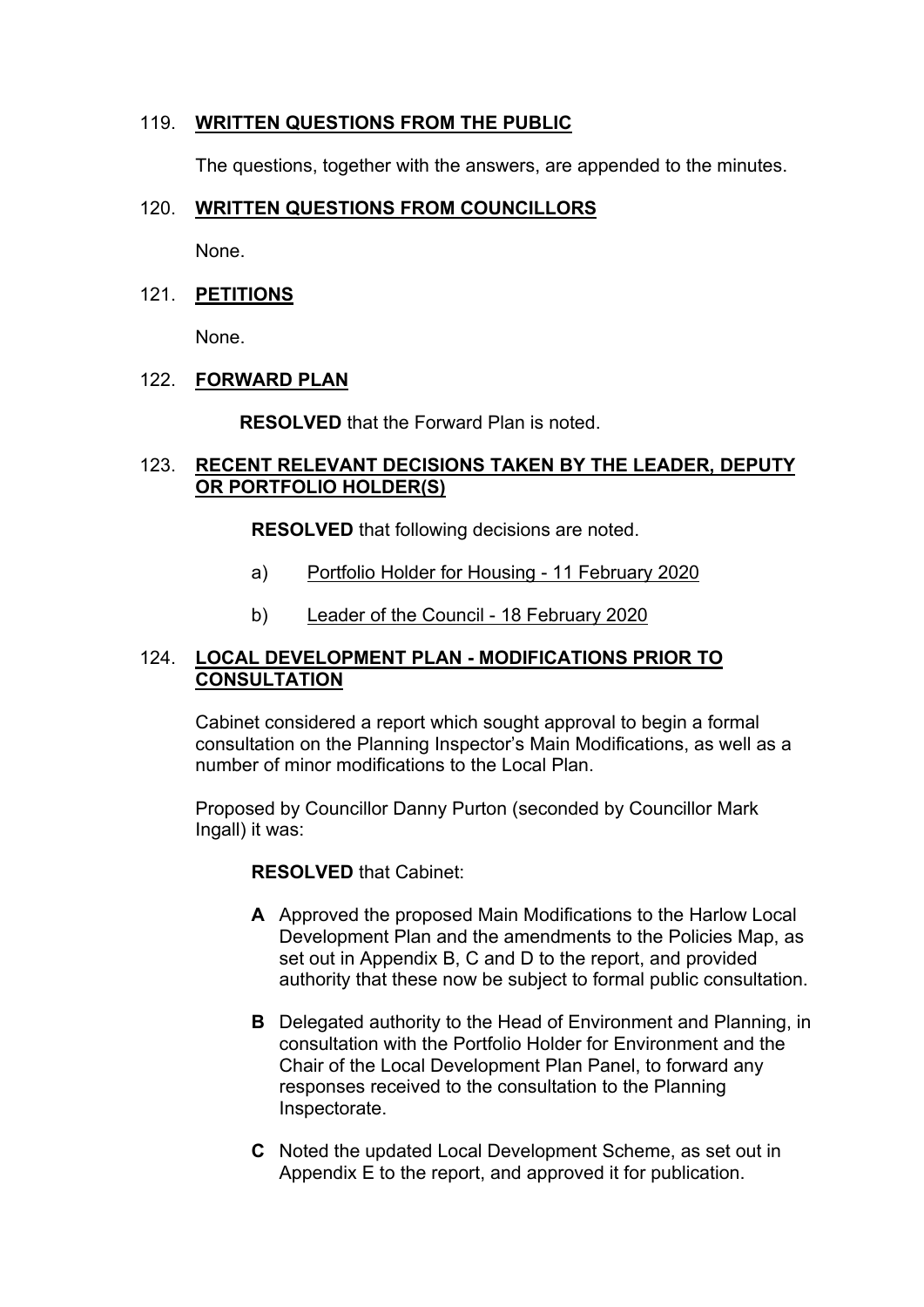## 119. WRITTEN QUESTIONS FROM THE PUBLIC

The questions, together with the answers, are appended to the minutes.

## 120. WRITTEN QUESTIONS FROM COUNCILLORS

None.

## 121. PETITIONS

None.

## 122. FORWARD PLAN

**RESOLVED** that the Forward Plan is noted.

## 123. RECENT RELEVANT DECISIONS TAKEN BY THE LEADER, DEPUTY OR PORTFOLIO HOLDER(S)

**RESOLVED** that following decisions are noted.

a) Portfolio Holder for Housing - 11 February 2020

b) Leader of the Council - 18 February 2020

## 124. LOCAL DEVELOPMENT PLAN - MODIFICATIONS PRIOR TO CONSULTATION

Cabinet considered a report which sought approval to begin a formal consultation on the Planning Inspector's Main Modifications, as well as a number of minor modifications to the Local Plan.

Proposed by Councillor Danny Purton (seconded by Councillor Mark Ingall) it was:

**RESOLVED** that Cabinet:

**A** Approved the proposed Main Modifications to the Harlow Local Development Plan and the amendments to the Policies Map, as set out in Appendix B, C and D to the report, and provided authority that these now be subject to formal public consultation.

**B** Delegated authority to the Head of Environment and Planning, in consultation with the Portfolio Holder for Environment and the Chair of the Local Development Plan Panel, to forward any responses received to the consultation to the Planning Inspectorate.

**C** Noted the updated Local Development Scheme, as set out in Appendix E to the report, and approved it for publication.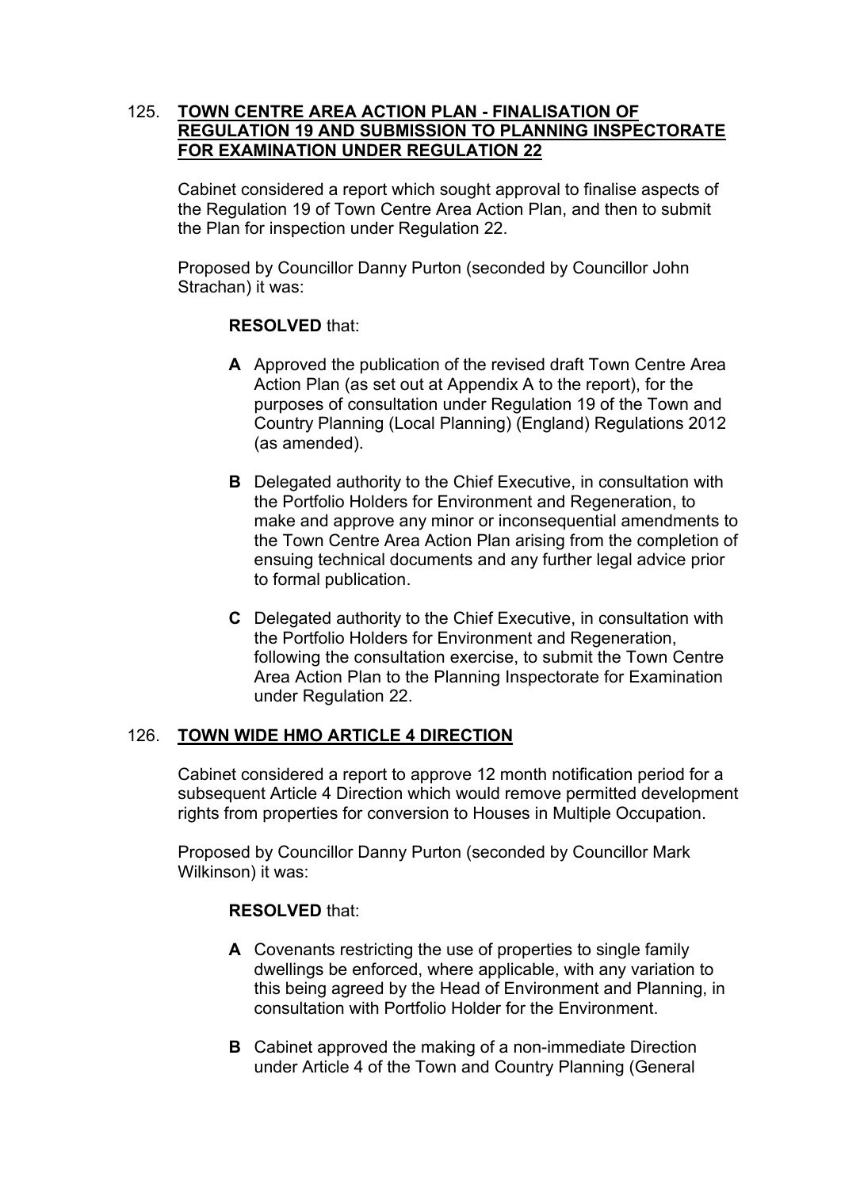125. **TOWN CENTRE AREA ACTION PLAN - FINALISATION OF REGULATION 19 AND SUBMISSION TO PLANNING INSPECTORATE FOR EXAMINATION UNDER REGULATION 22**

Cabinet considered a report which sought approval to finalise aspects of the Regulation 19 of Town Centre Area Action Plan, and then to submit the Plan for inspection under Regulation 22.

Proposed by Councillor Danny Purton (seconded by Councillor John Strachan) it was:

**RESOLVED** that:

**A** Approved the publication of the revised draft Town Centre Area Action Plan (as set out at Appendix A to the report), for the purposes of consultation under Regulation 19 of the Town and Country Planning (Local Planning) (England) Regulations 2012 (as amended).

**B** Delegated authority to the Chief Executive, in consultation with the Portfolio Holders for Environment and Regeneration, to make and approve any minor or inconsequential amendments to the Town Centre Area Action Plan arising from the completion of ensuing technical documents and any further legal advice prior to formal publication.

**C** Delegated authority to the Chief Executive, in consultation with the Portfolio Holders for Environment and Regeneration, following the consultation exercise, to submit the Town Centre Area Action Plan to the Planning Inspectorate for Examination under Regulation 22.

126. **TOWN WIDE HMO ARTICLE 4 DIRECTION**

Cabinet considered a report to approve 12 month notification period for a subsequent Article 4 Direction which would remove permitted development rights from properties for conversion to Houses in Multiple Occupation.

Proposed by Councillor Danny Purton (seconded by Councillor Mark Wilkinson) it was:

**RESOLVED** that:

**A** Covenants restricting the use of properties to single family dwellings be enforced, where applicable, with any variation to this being agreed by the Head of Environment and Planning, in consultation with Portfolio Holder for the Environment.

**B** Cabinet approved the making of a non-immediate Direction under Article 4 of the Town and Country Planning (General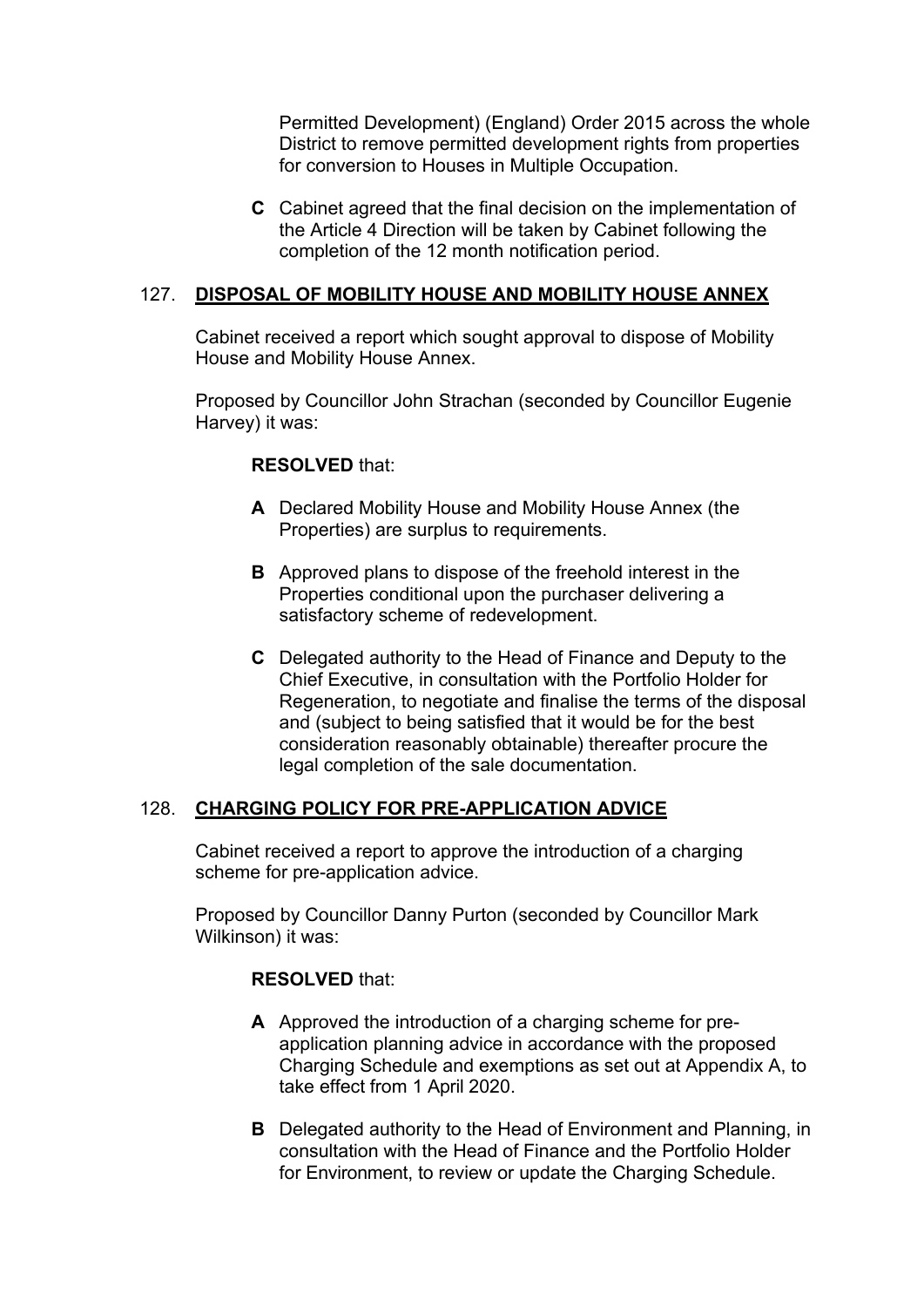Permitted Development) (England) Order 2015 across the whole District to remove permitted development rights from properties for conversion to Houses in Multiple Occupation.

**C** Cabinet agreed that the final decision on the implementation of the Article 4 Direction will be taken by Cabinet following the completion of the 12 month notification period.

## 127. DISPOSAL OF MOBILITY HOUSE AND MOBILITY HOUSE ANNEX

Cabinet received a report which sought approval to dispose of Mobility House and Mobility House Annex.

Proposed by Councillor John Strachan (seconded by Councillor Eugenie Harvey) it was:

**RESOLVED** that:

**A** Declared Mobility House and Mobility House Annex (the Properties) are surplus to requirements.

**B** Approved plans to dispose of the freehold interest in the Properties conditional upon the purchaser delivering a satisfactory scheme of redevelopment.

**C** Delegated authority to the Head of Finance and Deputy to the Chief Executive, in consultation with the Portfolio Holder for Regeneration, to negotiate and finalise the terms of the disposal and (subject to being satisfied that it would be for the best consideration reasonably obtainable) thereafter procure the legal completion of the sale documentation.

## 128. CHARGING POLICY FOR PRE-APPLICATION ADVICE

Cabinet received a report to approve the introduction of a charging scheme for pre-application advice.

Proposed by Councillor Danny Purton (seconded by Councillor Mark Wilkinson) it was:

**RESOLVED** that:

**A** Approved the introduction of a charging scheme for pre-application planning advice in accordance with the proposed Charging Schedule and exemptions as set out at Appendix A, to take effect from 1 April 2020.

**B** Delegated authority to the Head of Environment and Planning, in consultation with the Head of Finance and the Portfolio Holder for Environment, to review or update the Charging Schedule.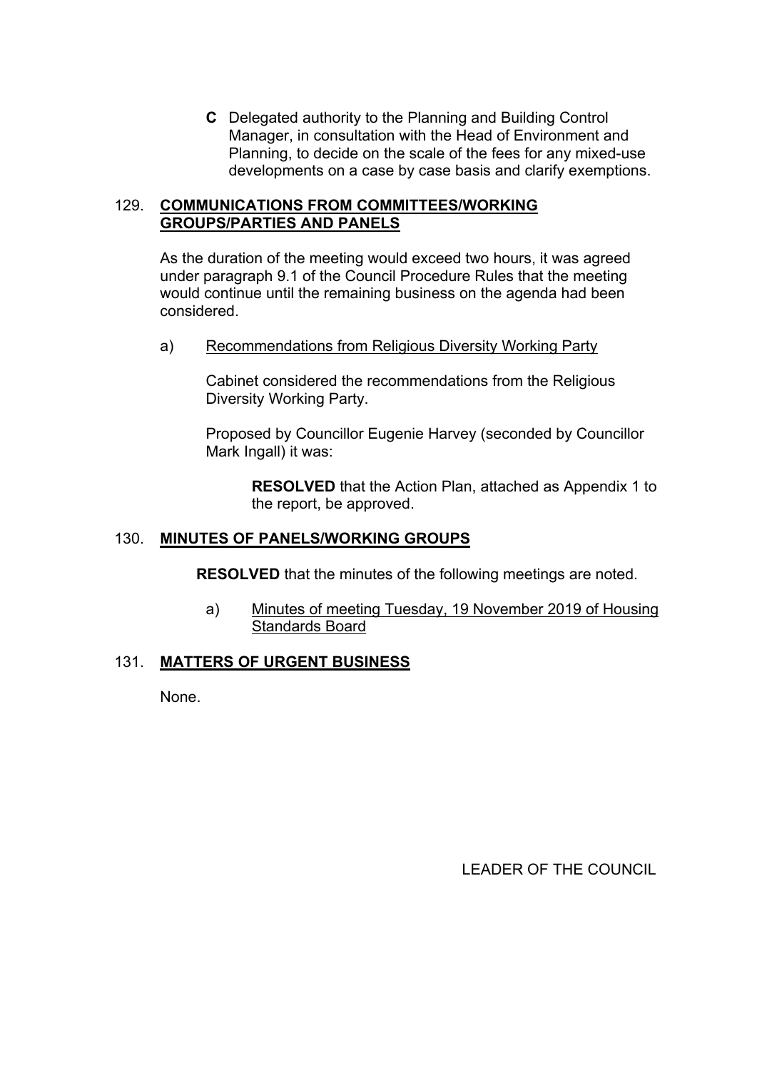**C** Delegated authority to the Planning and Building Control Manager, in consultation with the Head of Environment and Planning, to decide on the scale of the fees for any mixed-use developments on a case by case basis and clarify exemptions.

## 129. COMMUNICATIONS FROM COMMITTEES/WORKING GROUPS/PARTIES AND PANELS

As the duration of the meeting would exceed two hours, it was agreed under paragraph 9.1 of the Council Procedure Rules that the meeting would continue until the remaining business on the agenda had been considered.

a) Recommendations from Religious Diversity Working Party

Cabinet considered the recommendations from the Religious Diversity Working Party.

Proposed by Councillor Eugenie Harvey (seconded by Councillor Mark Ingall) it was:

> **RESOLVED** that the Action Plan, attached as Appendix 1 to the report, be approved.

## 130. MINUTES OF PANELS/WORKING GROUPS

**RESOLVED** that the minutes of the following meetings are noted.

a) Minutes of meeting Tuesday, 19 November 2019 of Housing Standards Board

## 131. MATTERS OF URGENT BUSINESS

None.

LEADER OF THE COUNCIL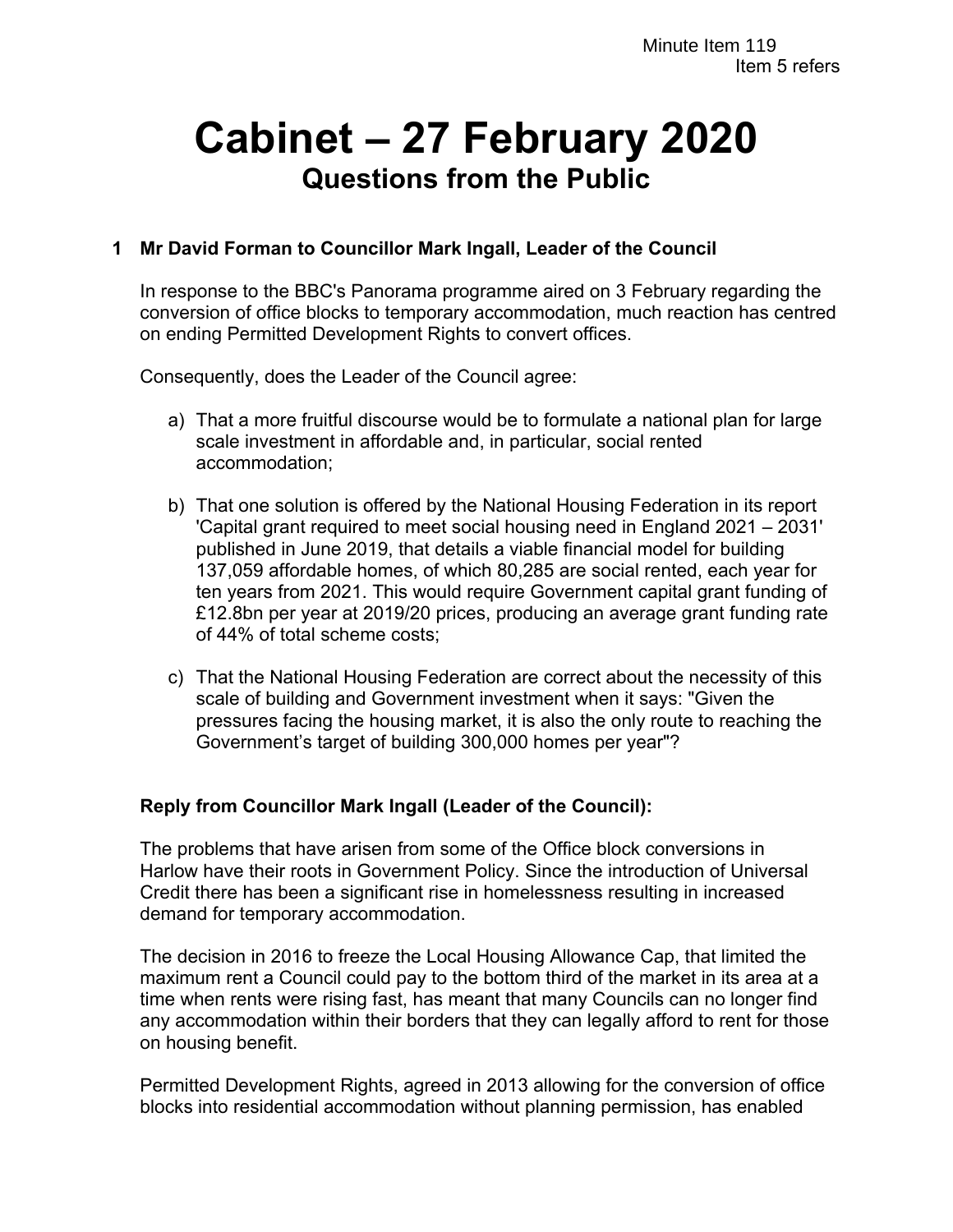Minute Item 119
Item 5 refers

# Cabinet – 27 February 2020

## Questions from the Public

### 1 Mr David Forman to Councillor Mark Ingall, Leader of the Council

In response to the BBC's Panorama programme aired on 3 February regarding the conversion of office blocks to temporary accommodation, much reaction has centred on ending Permitted Development Rights to convert offices.

Consequently, does the Leader of the Council agree:

a) That a more fruitful discourse would be to formulate a national plan for large scale investment in affordable and, in particular, social rented accommodation;

b) That one solution is offered by the National Housing Federation in its report 'Capital grant required to meet social housing need in England 2021 – 2031' published in June 2019, that details a viable financial model for building 137,059 affordable homes, of which 80,285 are social rented, each year for ten years from 2021. This would require Government capital grant funding of £12.8bn per year at 2019/20 prices, producing an average grant funding rate of 44% of total scheme costs;

c) That the National Housing Federation are correct about the necessity of this scale of building and Government investment when it says: "Given the pressures facing the housing market, it is also the only route to reaching the Government's target of building 300,000 homes per year"?

**Reply from Councillor Mark Ingall (Leader of the Council):**

The problems that have arisen from some of the Office block conversions in Harlow have their roots in Government Policy. Since the introduction of Universal Credit there has been a significant rise in homelessness resulting in increased demand for temporary accommodation.

The decision in 2016 to freeze the Local Housing Allowance Cap, that limited the maximum rent a Council could pay to the bottom third of the market in its area at a time when rents were rising fast, has meant that many Councils can no longer find any accommodation within their borders that they can legally afford to rent for those on housing benefit.

Permitted Development Rights, agreed in 2013 allowing for the conversion of office blocks into residential accommodation without planning permission, has enabled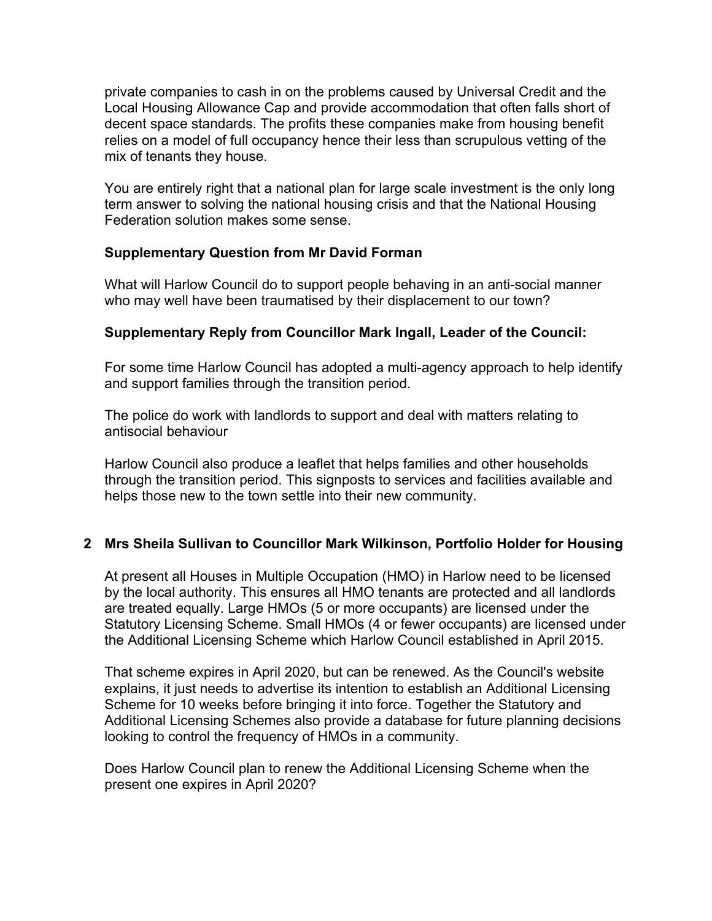private companies to cash in on the problems caused by Universal Credit and the Local Housing Allowance Cap and provide accommodation that often falls short of decent space standards. The profits these companies make from housing benefit relies on a model of full occupancy hence their less than scrupulous vetting of the mix of tenants they house.

You are entirely right that a national plan for large scale investment is the only long term answer to solving the national housing crisis and that the National Housing Federation solution makes some sense.

**Supplementary Question from Mr David Forman**

What will Harlow Council do to support people behaving in an anti-social manner who may well have been traumatised by their displacement to our town?

**Supplementary Reply from Councillor Mark Ingall, Leader of the Council:**

For some time Harlow Council has adopted a multi-agency approach to help identify and support families through the transition period.

The police do work with landlords to support and deal with matters relating to antisocial behaviour

Harlow Council also produce a leaflet that helps families and other households through the transition period. This signposts to services and facilities available and helps those new to the town settle into their new community.

**2 Mrs Sheila Sullivan to Councillor Mark Wilkinson, Portfolio Holder for Housing**

At present all Houses in Multiple Occupation (HMO) in Harlow need to be licensed by the local authority. This ensures all HMO tenants are protected and all landlords are treated equally. Large HMOs (5 or more occupants) are licensed under the Statutory Licensing Scheme. Small HMOs (4 or fewer occupants) are licensed under the Additional Licensing Scheme which Harlow Council established in April 2015.

That scheme expires in April 2020, but can be renewed. As the Council's website explains, it just needs to advertise its intention to establish an Additional Licensing Scheme for 10 weeks before bringing it into force. Together the Statutory and Additional Licensing Schemes also provide a database for future planning decisions looking to control the frequency of HMOs in a community.

Does Harlow Council plan to renew the Additional Licensing Scheme when the present one expires in April 2020?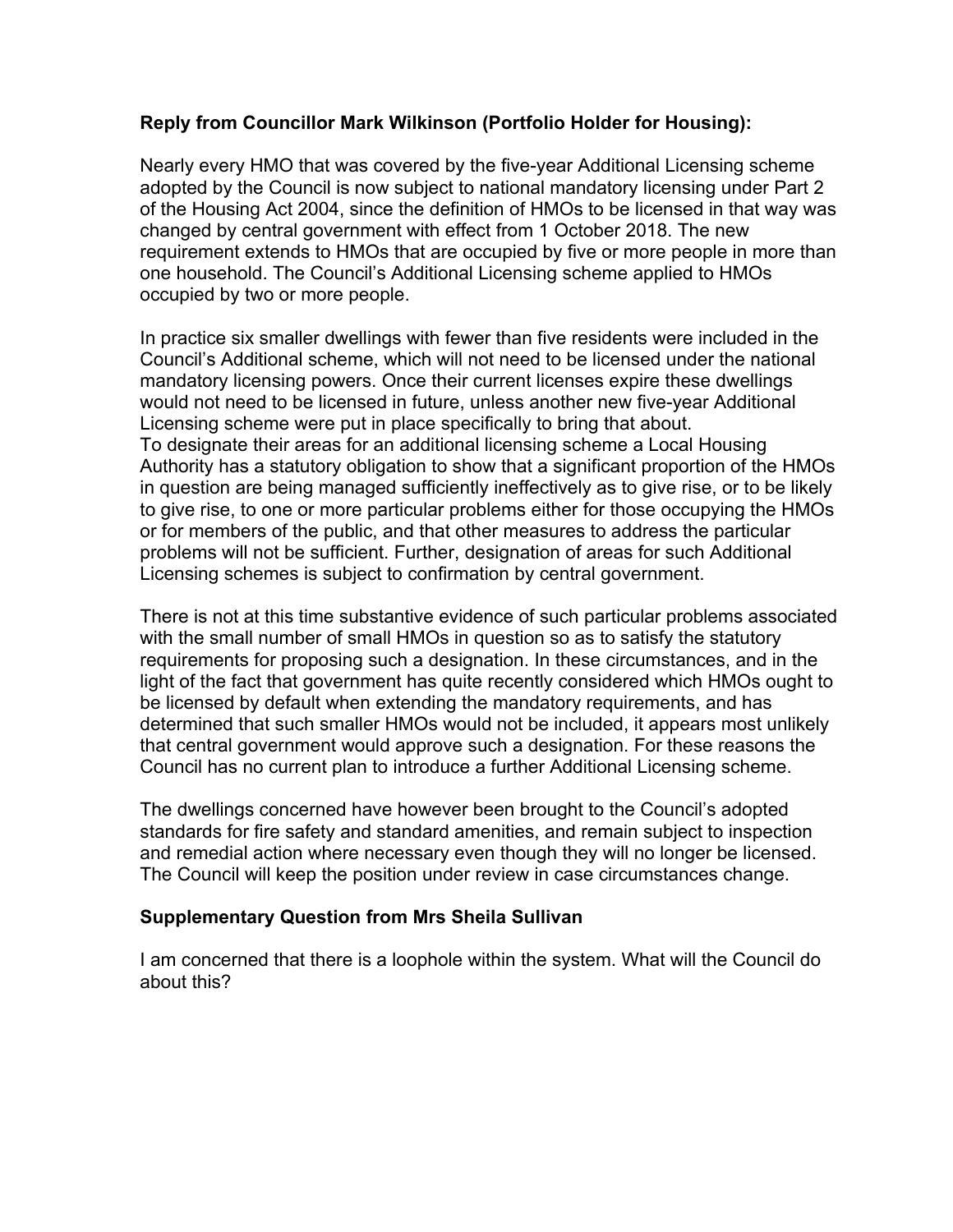**Reply from Councillor Mark Wilkinson (Portfolio Holder for Housing):**

Nearly every HMO that was covered by the five-year Additional Licensing scheme adopted by the Council is now subject to national mandatory licensing under Part 2 of the Housing Act 2004, since the definition of HMOs to be licensed in that way was changed by central government with effect from 1 October 2018. The new requirement extends to HMOs that are occupied by five or more people in more than one household. The Council's Additional Licensing scheme applied to HMOs occupied by two or more people.

In practice six smaller dwellings with fewer than five residents were included in the Council's Additional scheme, which will not need to be licensed under the national mandatory licensing powers. Once their current licenses expire these dwellings would not need to be licensed in future, unless another new five-year Additional Licensing scheme were put in place specifically to bring that about.
To designate their areas for an additional licensing scheme a Local Housing Authority has a statutory obligation to show that a significant proportion of the HMOs in question are being managed sufficiently ineffectively as to give rise, or to be likely to give rise, to one or more particular problems either for those occupying the HMOs or for members of the public, and that other measures to address the particular problems will not be sufficient. Further, designation of areas for such Additional Licensing schemes is subject to confirmation by central government.

There is not at this time substantive evidence of such particular problems associated with the small number of small HMOs in question so as to satisfy the statutory requirements for proposing such a designation. In these circumstances, and in the light of the fact that government has quite recently considered which HMOs ought to be licensed by default when extending the mandatory requirements, and has determined that such smaller HMOs would not be included, it appears most unlikely that central government would approve such a designation. For these reasons the Council has no current plan to introduce a further Additional Licensing scheme.

The dwellings concerned have however been brought to the Council's adopted standards for fire safety and standard amenities, and remain subject to inspection and remedial action where necessary even though they will no longer be licensed. The Council will keep the position under review in case circumstances change.

**Supplementary Question from Mrs Sheila Sullivan**

I am concerned that there is a loophole within the system. What will the Council do about this?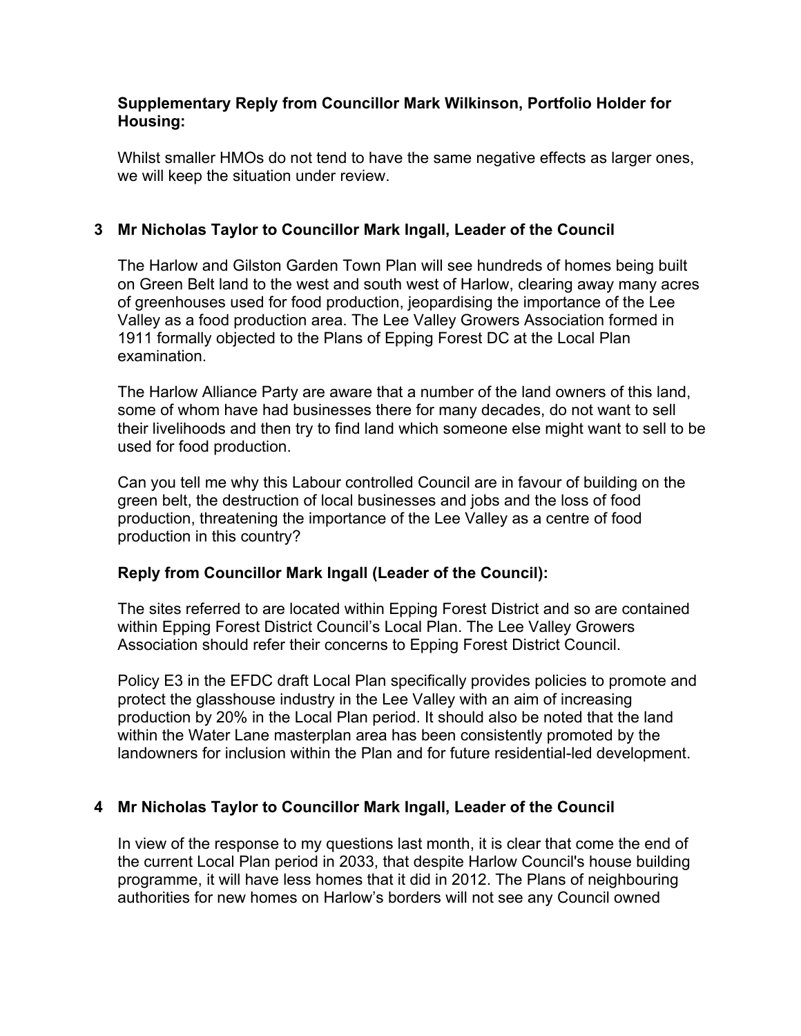**Supplementary Reply from Councillor Mark Wilkinson, Portfolio Holder for Housing:**

Whilst smaller HMOs do not tend to have the same negative effects as larger ones, we will keep the situation under review.

### 3 Mr Nicholas Taylor to Councillor Mark Ingall, Leader of the Council

The Harlow and Gilston Garden Town Plan will see hundreds of homes being built on Green Belt land to the west and south west of Harlow, clearing away many acres of greenhouses used for food production, jeopardising the importance of the Lee Valley as a food production area. The Lee Valley Growers Association formed in 1911 formally objected to the Plans of Epping Forest DC at the Local Plan examination.

The Harlow Alliance Party are aware that a number of the land owners of this land, some of whom have had businesses there for many decades, do not want to sell their livelihoods and then try to find land which someone else might want to sell to be used for food production.

Can you tell me why this Labour controlled Council are in favour of building on the green belt, the destruction of local businesses and jobs and the loss of food production, threatening the importance of the Lee Valley as a centre of food production in this country?

**Reply from Councillor Mark Ingall (Leader of the Council):**

The sites referred to are located within Epping Forest District and so are contained within Epping Forest District Council's Local Plan. The Lee Valley Growers Association should refer their concerns to Epping Forest District Council.

Policy E3 in the EFDC draft Local Plan specifically provides policies to promote and protect the glasshouse industry in the Lee Valley with an aim of increasing production by 20% in the Local Plan period. It should also be noted that the land within the Water Lane masterplan area has been consistently promoted by the landowners for inclusion within the Plan and for future residential-led development.

### 4 Mr Nicholas Taylor to Councillor Mark Ingall, Leader of the Council

In view of the response to my questions last month, it is clear that come the end of the current Local Plan period in 2033, that despite Harlow Council's house building programme, it will have less homes that it did in 2012. The Plans of neighbouring authorities for new homes on Harlow's borders will not see any Council owned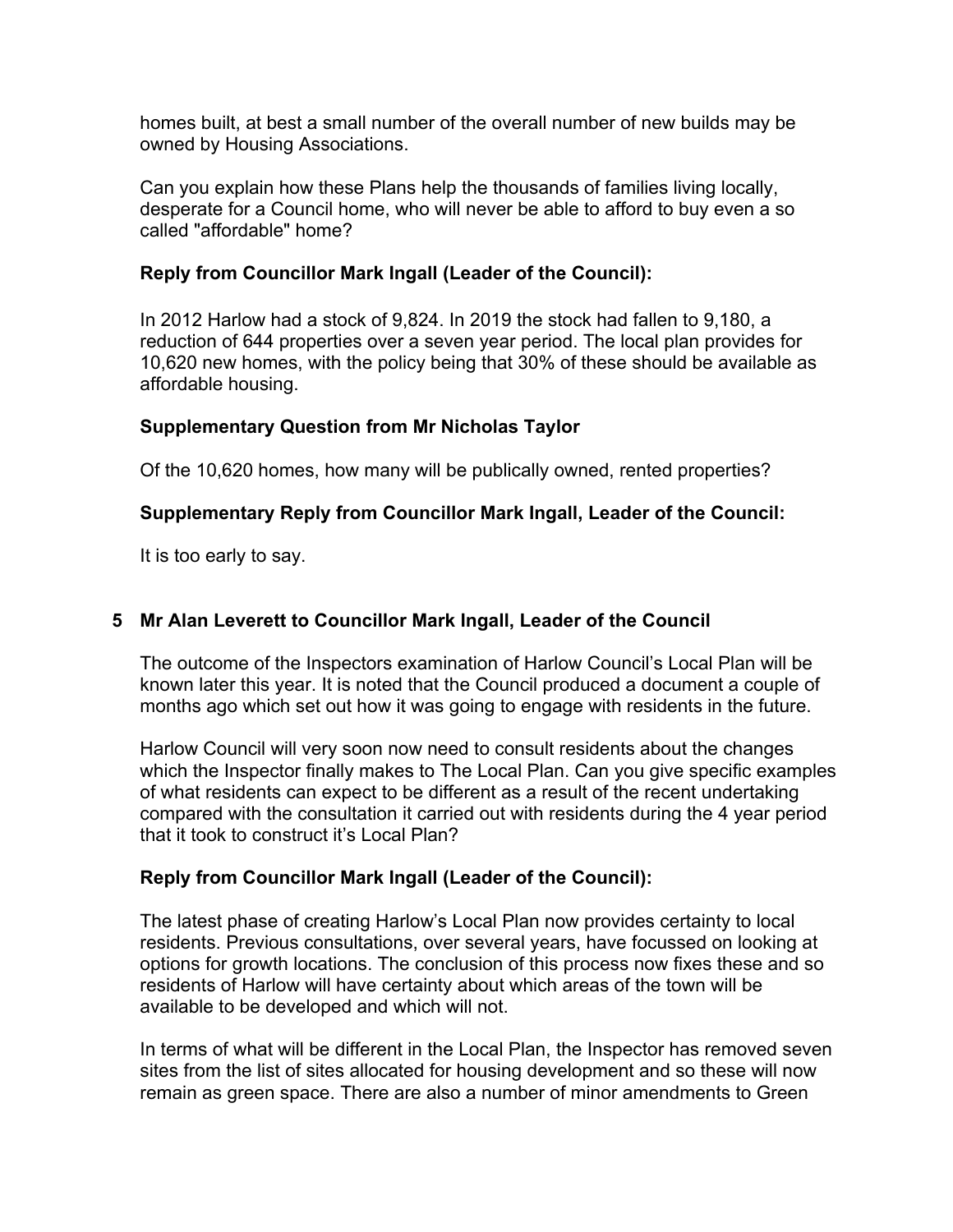homes built, at best a small number of the overall number of new builds may be owned by Housing Associations.

Can you explain how these Plans help the thousands of families living locally, desperate for a Council home, who will never be able to afford to buy even a so called "affordable" home?

**Reply from Councillor Mark Ingall (Leader of the Council):**

In 2012 Harlow had a stock of 9,824. In 2019 the stock had fallen to 9,180, a reduction of 644 properties over a seven year period. The local plan provides for 10,620 new homes, with the policy being that 30% of these should be available as affordable housing.

**Supplementary Question from Mr Nicholas Taylor**

Of the 10,620 homes, how many will be publically owned, rented properties?

**Supplementary Reply from Councillor Mark Ingall, Leader of the Council:**

It is too early to say.

## 5 Mr Alan Leverett to Councillor Mark Ingall, Leader of the Council

The outcome of the Inspectors examination of Harlow Council's Local Plan will be known later this year. It is noted that the Council produced a document a couple of months ago which set out how it was going to engage with residents in the future.

Harlow Council will very soon now need to consult residents about the changes which the Inspector finally makes to The Local Plan. Can you give specific examples of what residents can expect to be different as a result of the recent undertaking compared with the consultation it carried out with residents during the 4 year period that it took to construct it's Local Plan?

**Reply from Councillor Mark Ingall (Leader of the Council):**

The latest phase of creating Harlow's Local Plan now provides certainty to local residents. Previous consultations, over several years, have focussed on looking at options for growth locations. The conclusion of this process now fixes these and so residents of Harlow will have certainty about which areas of the town will be available to be developed and which will not.

In terms of what will be different in the Local Plan, the Inspector has removed seven sites from the list of sites allocated for housing development and so these will now remain as green space. There are also a number of minor amendments to Green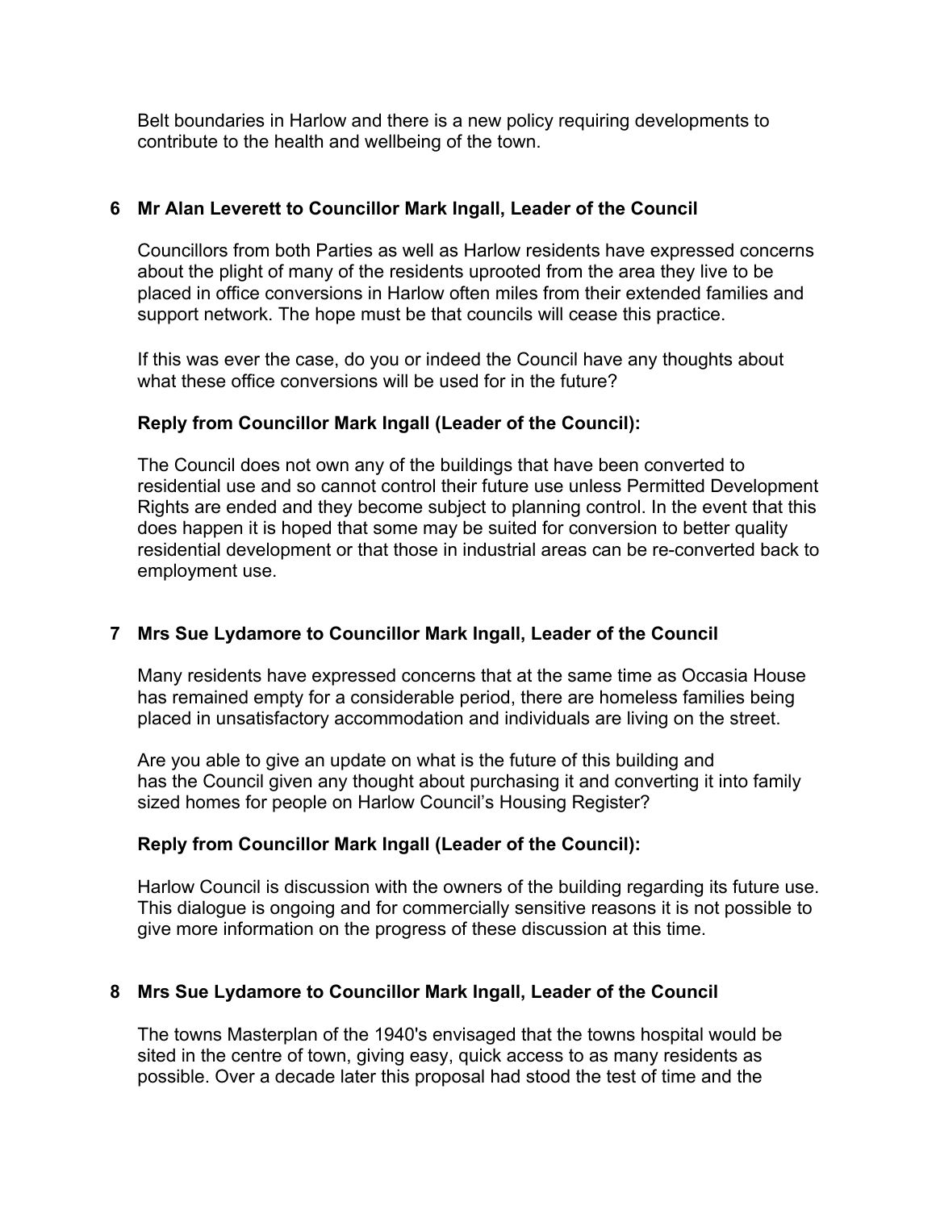Belt boundaries in Harlow and there is a new policy requiring developments to contribute to the health and wellbeing of the town.

**6 Mr Alan Leverett to Councillor Mark Ingall, Leader of the Council**

Councillors from both Parties as well as Harlow residents have expressed concerns about the plight of many of the residents uprooted from the area they live to be placed in office conversions in Harlow often miles from their extended families and support network. The hope must be that councils will cease this practice.

If this was ever the case, do you or indeed the Council have any thoughts about what these office conversions will be used for in the future?

**Reply from Councillor Mark Ingall (Leader of the Council):**

The Council does not own any of the buildings that have been converted to residential use and so cannot control their future use unless Permitted Development Rights are ended and they become subject to planning control. In the event that this does happen it is hoped that some may be suited for conversion to better quality residential development or that those in industrial areas can be re-converted back to employment use.

**7 Mrs Sue Lydamore to Councillor Mark Ingall, Leader of the Council**

Many residents have expressed concerns that at the same time as Occasia House has remained empty for a considerable period, there are homeless families being placed in unsatisfactory accommodation and individuals are living on the street.

Are you able to give an update on what is the future of this building and has the Council given any thought about purchasing it and converting it into family sized homes for people on Harlow Council's Housing Register?

**Reply from Councillor Mark Ingall (Leader of the Council):**

Harlow Council is discussion with the owners of the building regarding its future use. This dialogue is ongoing and for commercially sensitive reasons it is not possible to give more information on the progress of these discussion at this time.

**8 Mrs Sue Lydamore to Councillor Mark Ingall, Leader of the Council**

The towns Masterplan of the 1940's envisaged that the towns hospital would be sited in the centre of town, giving easy, quick access to as many residents as possible. Over a decade later this proposal had stood the test of time and the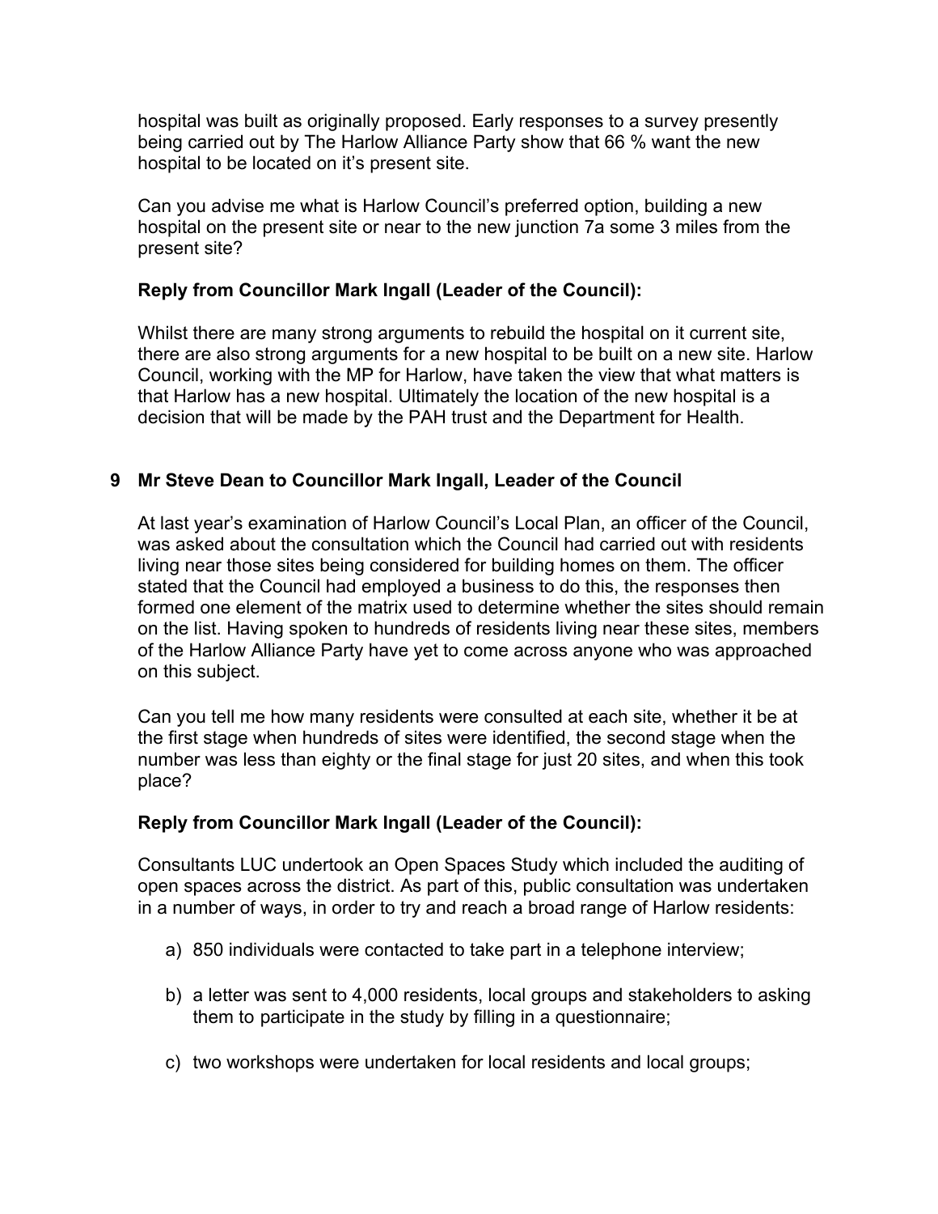hospital was built as originally proposed. Early responses to a survey presently being carried out by The Harlow Alliance Party show that 66 % want the new hospital to be located on it's present site.

Can you advise me what is Harlow Council's preferred option, building a new hospital on the present site or near to the new junction 7a some 3 miles from the present site?

**Reply from Councillor Mark Ingall (Leader of the Council):**

Whilst there are many strong arguments to rebuild the hospital on it current site, there are also strong arguments for a new hospital to be built on a new site. Harlow Council, working with the MP for Harlow, have taken the view that what matters is that Harlow has a new hospital. Ultimately the location of the new hospital is a decision that will be made by the PAH trust and the Department for Health.

## 9 Mr Steve Dean to Councillor Mark Ingall, Leader of the Council

At last year's examination of Harlow Council's Local Plan, an officer of the Council, was asked about the consultation which the Council had carried out with residents living near those sites being considered for building homes on them. The officer stated that the Council had employed a business to do this, the responses then formed one element of the matrix used to determine whether the sites should remain on the list. Having spoken to hundreds of residents living near these sites, members of the Harlow Alliance Party have yet to come across anyone who was approached on this subject.

Can you tell me how many residents were consulted at each site, whether it be at the first stage when hundreds of sites were identified, the second stage when the number was less than eighty or the final stage for just 20 sites, and when this took place?

**Reply from Councillor Mark Ingall (Leader of the Council):**

Consultants LUC undertook an Open Spaces Study which included the auditing of open spaces across the district. As part of this, public consultation was undertaken in a number of ways, in order to try and reach a broad range of Harlow residents:

a) 850 individuals were contacted to take part in a telephone interview;

b) a letter was sent to 4,000 residents, local groups and stakeholders to asking them to participate in the study by filling in a questionnaire;

c) two workshops were undertaken for local residents and local groups;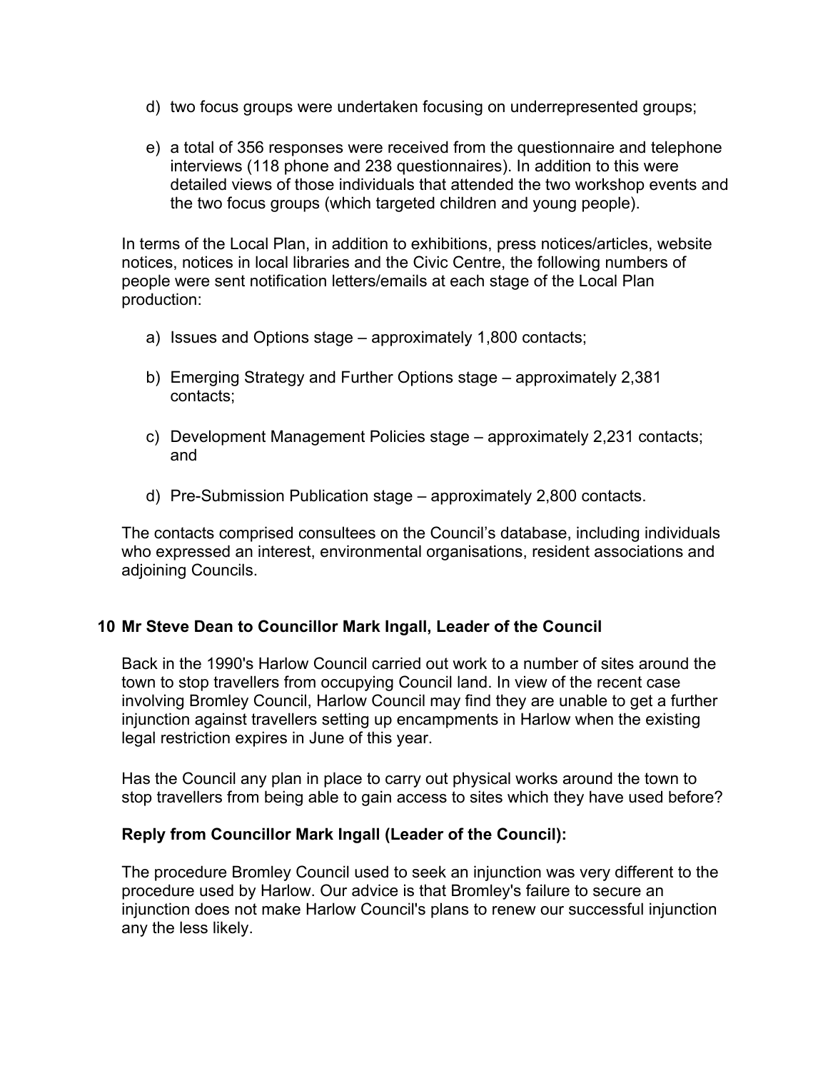d) two focus groups were undertaken focusing on underrepresented groups;

e) a total of 356 responses were received from the questionnaire and telephone interviews (118 phone and 238 questionnaires). In addition to this were detailed views of those individuals that attended the two workshop events and the two focus groups (which targeted children and young people).

In terms of the Local Plan, in addition to exhibitions, press notices/articles, website notices, notices in local libraries and the Civic Centre, the following numbers of people were sent notification letters/emails at each stage of the Local Plan production:

a) Issues and Options stage – approximately 1,800 contacts;

b) Emerging Strategy and Further Options stage – approximately 2,381 contacts;

c) Development Management Policies stage – approximately 2,231 contacts; and

d) Pre-Submission Publication stage – approximately 2,800 contacts.

The contacts comprised consultees on the Council's database, including individuals who expressed an interest, environmental organisations, resident associations and adjoining Councils.

## 10 Mr Steve Dean to Councillor Mark Ingall, Leader of the Council

Back in the 1990's Harlow Council carried out work to a number of sites around the town to stop travellers from occupying Council land. In view of the recent case involving Bromley Council, Harlow Council may find they are unable to get a further injunction against travellers setting up encampments in Harlow when the existing legal restriction expires in June of this year.

Has the Council any plan in place to carry out physical works around the town to stop travellers from being able to gain access to sites which they have used before?

### Reply from Councillor Mark Ingall (Leader of the Council):

The procedure Bromley Council used to seek an injunction was very different to the procedure used by Harlow. Our advice is that Bromley's failure to secure an injunction does not make Harlow Council's plans to renew our successful injunction any the less likely.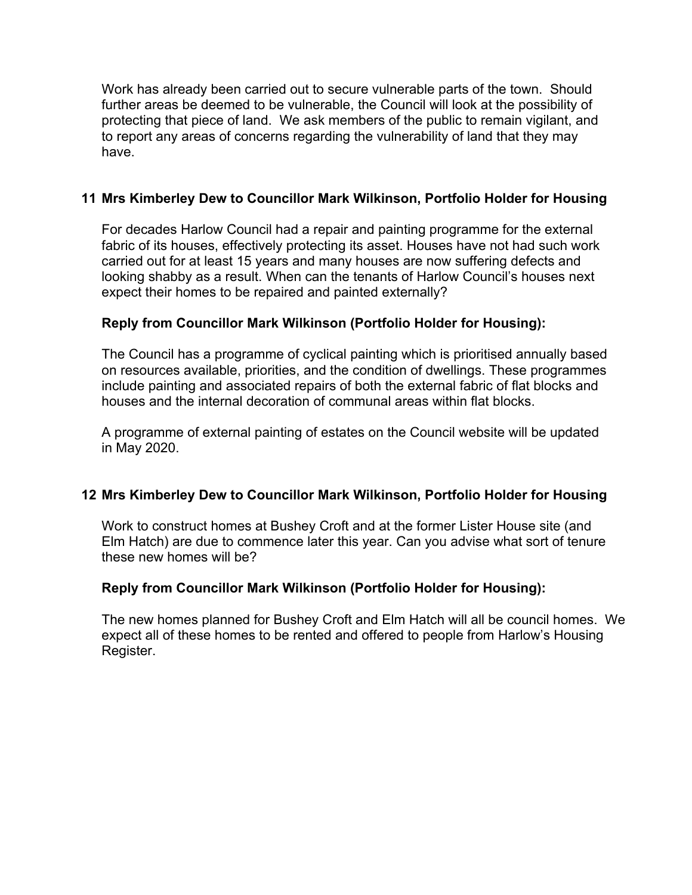Work has already been carried out to secure vulnerable parts of the town. Should further areas be deemed to be vulnerable, the Council will look at the possibility of protecting that piece of land. We ask members of the public to remain vigilant, and to report any areas of concerns regarding the vulnerability of land that they may have.

**11 Mrs Kimberley Dew to Councillor Mark Wilkinson, Portfolio Holder for Housing**

For decades Harlow Council had a repair and painting programme for the external fabric of its houses, effectively protecting its asset. Houses have not had such work carried out for at least 15 years and many houses are now suffering defects and looking shabby as a result. When can the tenants of Harlow Council's houses next expect their homes to be repaired and painted externally?

**Reply from Councillor Mark Wilkinson (Portfolio Holder for Housing):**

The Council has a programme of cyclical painting which is prioritised annually based on resources available, priorities, and the condition of dwellings. These programmes include painting and associated repairs of both the external fabric of flat blocks and houses and the internal decoration of communal areas within flat blocks.

A programme of external painting of estates on the Council website will be updated in May 2020.

**12 Mrs Kimberley Dew to Councillor Mark Wilkinson, Portfolio Holder for Housing**

Work to construct homes at Bushey Croft and at the former Lister House site (and Elm Hatch) are due to commence later this year. Can you advise what sort of tenure these new homes will be?

**Reply from Councillor Mark Wilkinson (Portfolio Holder for Housing):**

The new homes planned for Bushey Croft and Elm Hatch will all be council homes. We expect all of these homes to be rented and offered to people from Harlow's Housing Register.